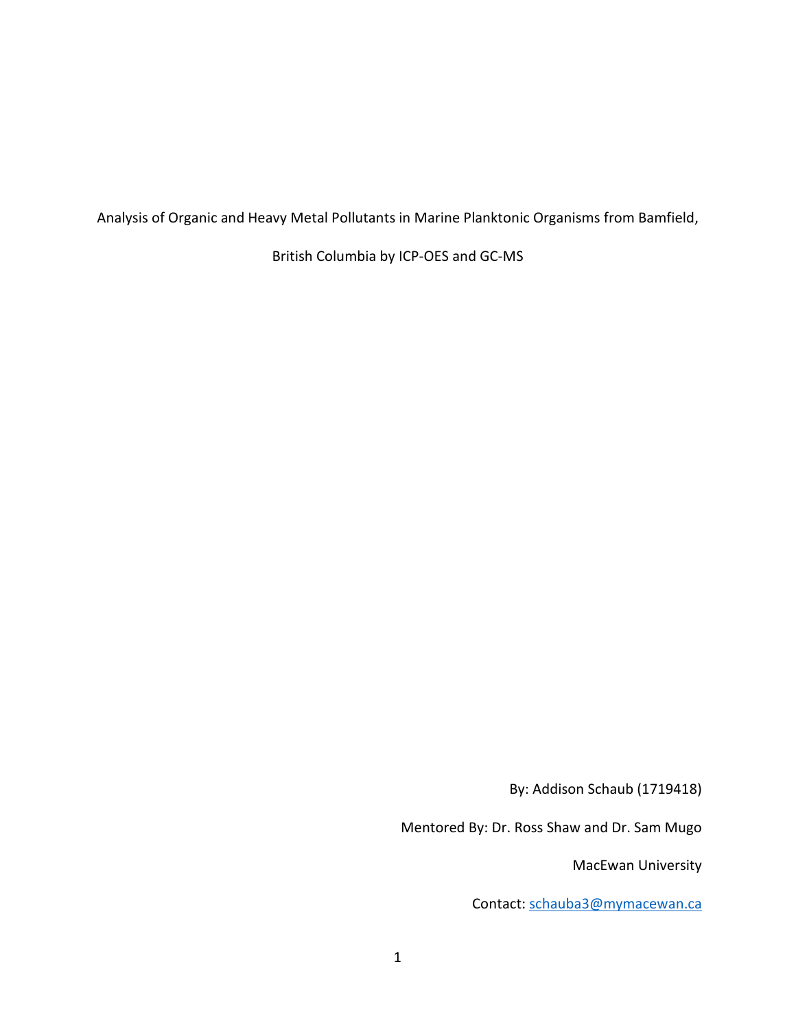# Analysis of Organic and Heavy Metal Pollutants in Marine Planktonic Organisms from Bamfield, British Columbia by ICP-OES and GC-MS

By: Addison Schaub (1719418)

Mentored By: Dr. Ross Shaw and Dr. Sam Mugo

MacEwan University

Contact: schauba3@mymacewan.ca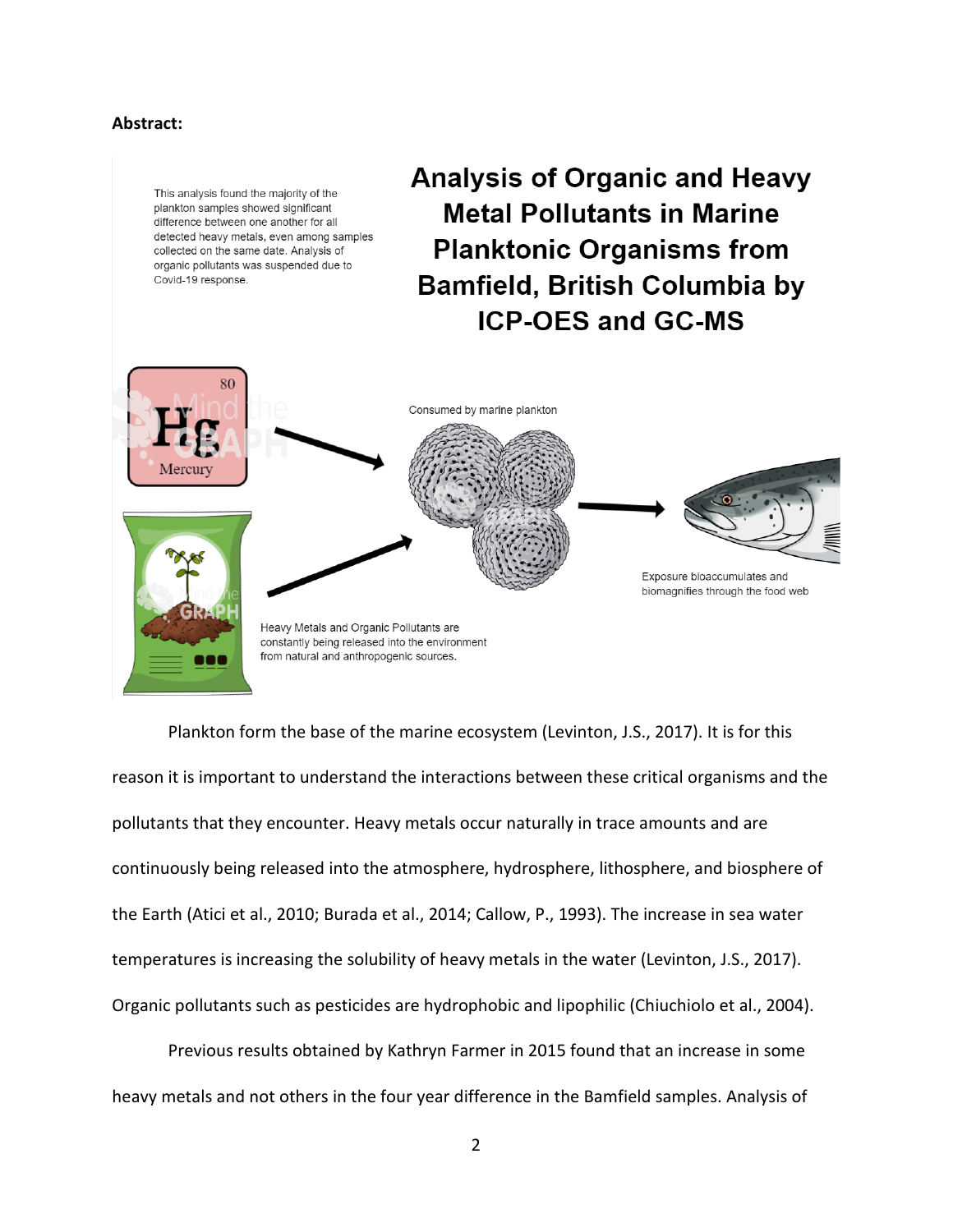**Abstract:**

This analysis found the majority of the plankton samples showed significant difference between one another for all detected heavy metals, even among samples collected on the same date. Analysis of organic pollutants was suspended due to Covid-19 response.

# Analysis of Organic and Heavy Metal Pollutants in Marine Planktonic Organisms from Bamfield, British Columbia by ICP-OES and GC-MS

Consumed by marine plankton

Exposure bioaccumulates and biomagnifies through the food web

Heavy Metals and Organic Pollutants are constantly being released into the environment from natural and anthropogenic sources.

Plankton form the base of the marine ecosystem (Levinton, J.S., 2017). It is for this reason it is important to understand the interactions between these critical organisms and the pollutants that they encounter. Heavy metals occur naturally in trace amounts and are continuously being released into the atmosphere, hydrosphere, lithosphere, and biosphere of the Earth (Atici et al., 2010; Burada et al., 2014; Callow, P., 1993). The increase in sea water temperatures is increasing the solubility of heavy metals in the water (Levinton, J.S., 2017). Organic pollutants such as pesticides are hydrophobic and lipophilic (Chiuchiolo et al., 2004).

Previous results obtained by Kathryn Farmer in 2015 found that an increase in some heavy metals and not others in the four year difference in the Bamfield samples. Analysis of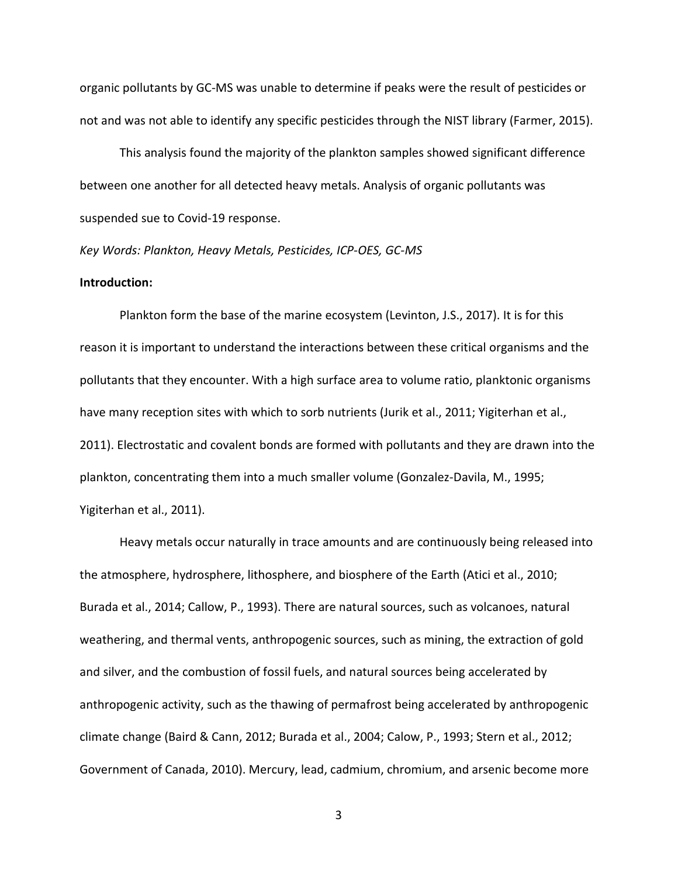organic pollutants by GC-MS was unable to determine if peaks were the result of pesticides or not and was not able to identify any specific pesticides through the NIST library (Farmer, 2015).

This analysis found the majority of the plankton samples showed significant difference between one another for all detected heavy metals. Analysis of organic pollutants was suspended sue to Covid-19 response.

*Key Words: Plankton, Heavy Metals, Pesticides, ICP-OES, GC-MS*

**Introduction:**

Plankton form the base of the marine ecosystem (Levinton, J.S., 2017). It is for this reason it is important to understand the interactions between these critical organisms and the pollutants that they encounter. With a high surface area to volume ratio, planktonic organisms have many reception sites with which to sorb nutrients (Jurik et al., 2011; Yigiterhan et al., 2011). Electrostatic and covalent bonds are formed with pollutants and they are drawn into the plankton, concentrating them into a much smaller volume (Gonzalez-Davila, M., 1995; Yigiterhan et al., 2011).

Heavy metals occur naturally in trace amounts and are continuously being released into the atmosphere, hydrosphere, lithosphere, and biosphere of the Earth (Atici et al., 2010; Burada et al., 2014; Callow, P., 1993). There are natural sources, such as volcanoes, natural weathering, and thermal vents, anthropogenic sources, such as mining, the extraction of gold and silver, and the combustion of fossil fuels, and natural sources being accelerated by anthropogenic activity, such as the thawing of permafrost being accelerated by anthropogenic climate change (Baird & Cann, 2012; Burada et al., 2004; Calow, P., 1993; Stern et al., 2012; Government of Canada, 2010). Mercury, lead, cadmium, chromium, and arsenic become more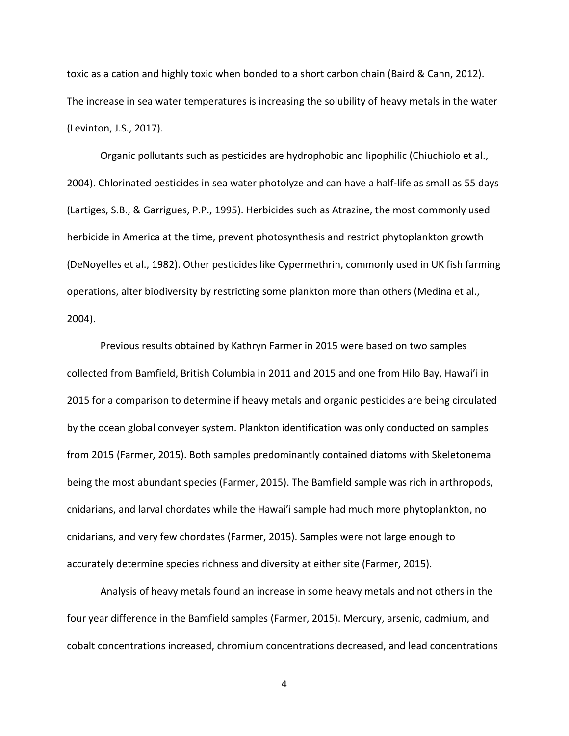toxic as a cation and highly toxic when bonded to a short carbon chain (Baird & Cann, 2012). The increase in sea water temperatures is increasing the solubility of heavy metals in the water (Levinton, J.S., 2017).

Organic pollutants such as pesticides are hydrophobic and lipophilic (Chiuchiolo et al., 2004). Chlorinated pesticides in sea water photolyze and can have a half-life as small as 55 days (Lartiges, S.B., & Garrigues, P.P., 1995). Herbicides such as Atrazine, the most commonly used herbicide in America at the time, prevent photosynthesis and restrict phytoplankton growth (DeNoyelles et al., 1982). Other pesticides like Cypermethrin, commonly used in UK fish farming operations, alter biodiversity by restricting some plankton more than others (Medina et al., 2004).

Previous results obtained by Kathryn Farmer in 2015 were based on two samples collected from Bamfield, British Columbia in 2011 and 2015 and one from Hilo Bay, Hawai'i in 2015 for a comparison to determine if heavy metals and organic pesticides are being circulated by the ocean global conveyer system. Plankton identification was only conducted on samples from 2015 (Farmer, 2015). Both samples predominantly contained diatoms with Skeletonema being the most abundant species (Farmer, 2015). The Bamfield sample was rich in arthropods, cnidarians, and larval chordates while the Hawai'i sample had much more phytoplankton, no cnidarians, and very few chordates (Farmer, 2015). Samples were not large enough to accurately determine species richness and diversity at either site (Farmer, 2015).

Analysis of heavy metals found an increase in some heavy metals and not others in the four year difference in the Bamfield samples (Farmer, 2015). Mercury, arsenic, cadmium, and cobalt concentrations increased, chromium concentrations decreased, and lead concentrations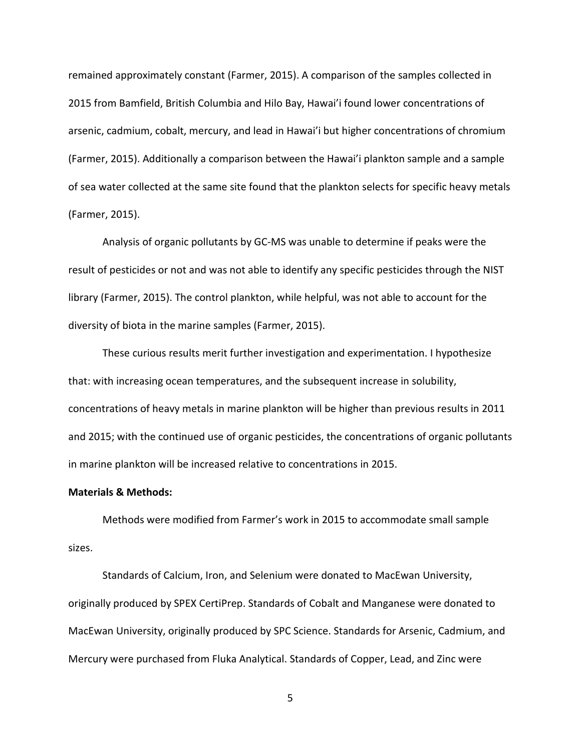remained approximately constant (Farmer, 2015). A comparison of the samples collected in 2015 from Bamfield, British Columbia and Hilo Bay, Hawai'i found lower concentrations of arsenic, cadmium, cobalt, mercury, and lead in Hawai'i but higher concentrations of chromium (Farmer, 2015). Additionally a comparison between the Hawai'i plankton sample and a sample of sea water collected at the same site found that the plankton selects for specific heavy metals (Farmer, 2015).

Analysis of organic pollutants by GC-MS was unable to determine if peaks were the result of pesticides or not and was not able to identify any specific pesticides through the NIST library (Farmer, 2015). The control plankton, while helpful, was not able to account for the diversity of biota in the marine samples (Farmer, 2015).

These curious results merit further investigation and experimentation. I hypothesize that: with increasing ocean temperatures, and the subsequent increase in solubility, concentrations of heavy metals in marine plankton will be higher than previous results in 2011 and 2015; with the continued use of organic pesticides, the concentrations of organic pollutants in marine plankton will be increased relative to concentrations in 2015.

**Materials & Methods:**

Methods were modified from Farmer's work in 2015 to accommodate small sample sizes.

Standards of Calcium, Iron, and Selenium were donated to MacEwan University, originally produced by SPEX CertiPrep. Standards of Cobalt and Manganese were donated to MacEwan University, originally produced by SPC Science. Standards for Arsenic, Cadmium, and Mercury were purchased from Fluka Analytical. Standards of Copper, Lead, and Zinc were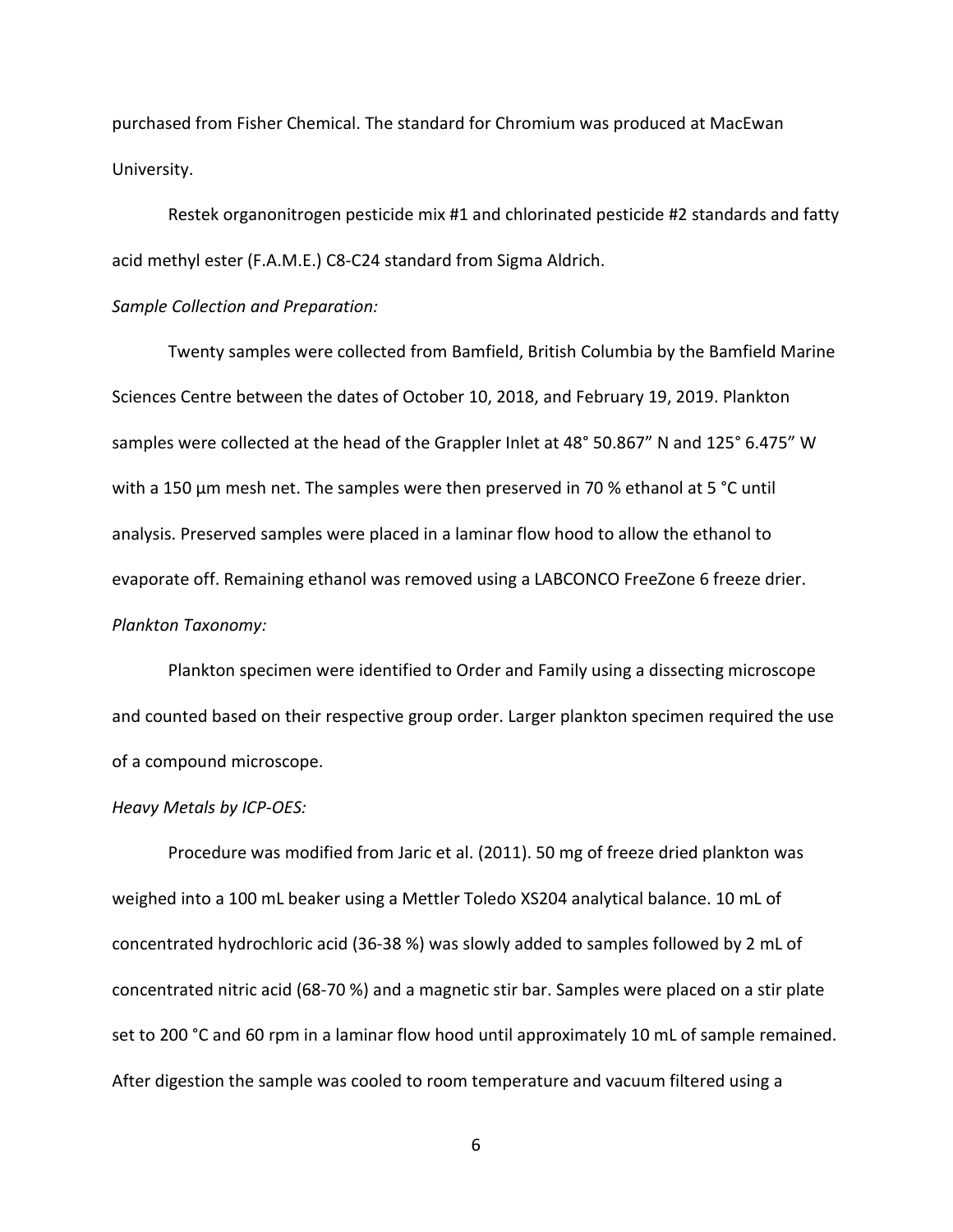purchased from Fisher Chemical. The standard for Chromium was produced at MacEwan University.

Restek organonitrogen pesticide mix #1 and chlorinated pesticide #2 standards and fatty acid methyl ester (F.A.M.E.) C8-C24 standard from Sigma Aldrich.

*Sample Collection and Preparation:*

Twenty samples were collected from Bamfield, British Columbia by the Bamfield Marine Sciences Centre between the dates of October 10, 2018, and February 19, 2019. Plankton samples were collected at the head of the Grappler Inlet at 48° 50.867" N and 125° 6.475" W with a 150 µm mesh net. The samples were then preserved in 70 % ethanol at 5 °C until analysis. Preserved samples were placed in a laminar flow hood to allow the ethanol to evaporate off. Remaining ethanol was removed using a LABCONCO FreeZone 6 freeze drier.

*Plankton Taxonomy:*

Plankton specimen were identified to Order and Family using a dissecting microscope and counted based on their respective group order. Larger plankton specimen required the use of a compound microscope.

*Heavy Metals by ICP-OES:*

Procedure was modified from Jaric et al. (2011). 50 mg of freeze dried plankton was weighed into a 100 mL beaker using a Mettler Toledo XS204 analytical balance. 10 mL of concentrated hydrochloric acid (36-38 %) was slowly added to samples followed by 2 mL of concentrated nitric acid (68-70 %) and a magnetic stir bar. Samples were placed on a stir plate set to 200 °C and 60 rpm in a laminar flow hood until approximately 10 mL of sample remained. After digestion the sample was cooled to room temperature and vacuum filtered using a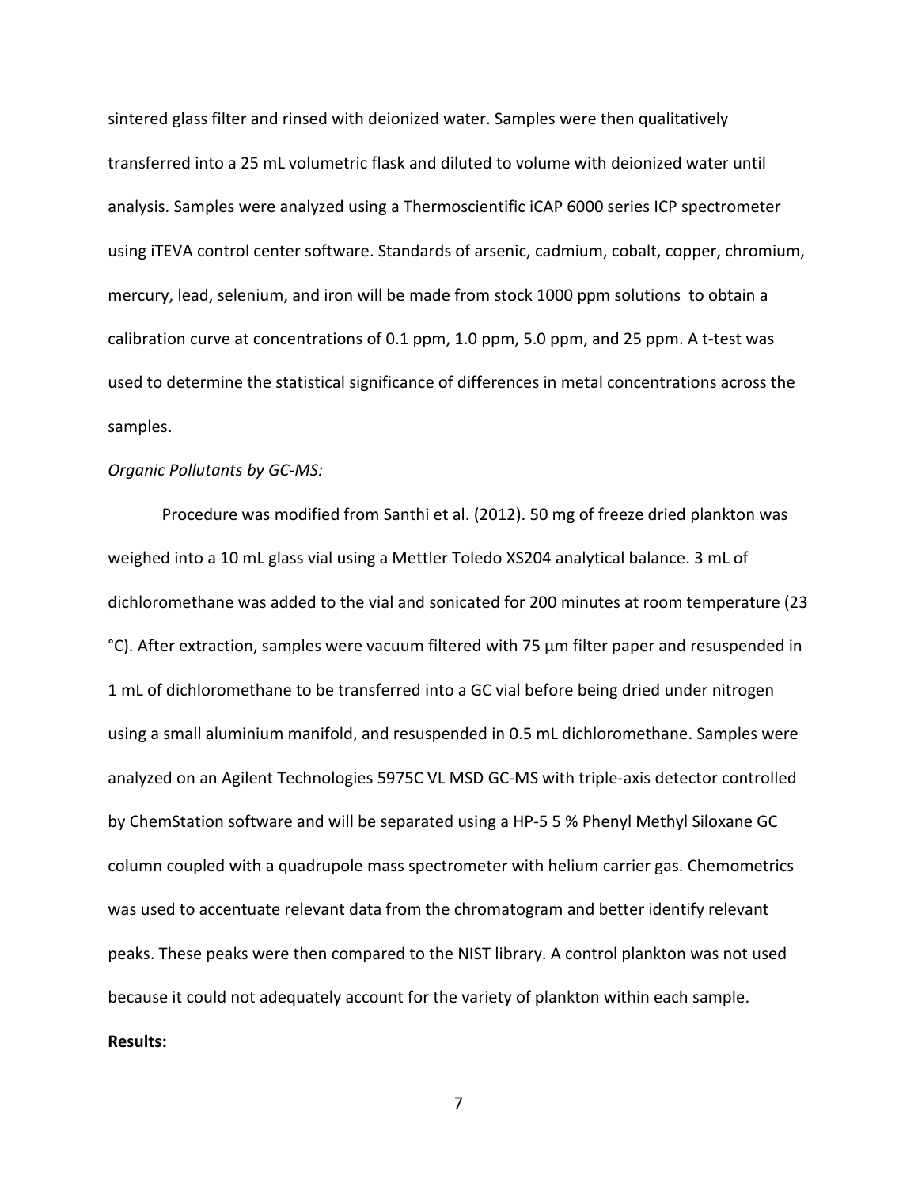sintered glass filter and rinsed with deionized water. Samples were then qualitatively transferred into a 25 mL volumetric flask and diluted to volume with deionized water until analysis. Samples were analyzed using a Thermoscientific iCAP 6000 series ICP spectrometer using iTEVA control center software. Standards of arsenic, cadmium, cobalt, copper, chromium, mercury, lead, selenium, and iron will be made from stock 1000 ppm solutions to obtain a calibration curve at concentrations of 0.1 ppm, 1.0 ppm, 5.0 ppm, and 25 ppm. A t-test was used to determine the statistical significance of differences in metal concentrations across the samples.

*Organic Pollutants by GC-MS:*

Procedure was modified from Santhi et al. (2012). 50 mg of freeze dried plankton was weighed into a 10 mL glass vial using a Mettler Toledo XS204 analytical balance. 3 mL of dichloromethane was added to the vial and sonicated for 200 minutes at room temperature (23 °C). After extraction, samples were vacuum filtered with 75 µm filter paper and resuspended in 1 mL of dichloromethane to be transferred into a GC vial before being dried under nitrogen using a small aluminium manifold, and resuspended in 0.5 mL dichloromethane. Samples were analyzed on an Agilent Technologies 5975C VL MSD GC-MS with triple-axis detector controlled by ChemStation software and will be separated using a HP-5 5 % Phenyl Methyl Siloxane GC column coupled with a quadrupole mass spectrometer with helium carrier gas. Chemometrics was used to accentuate relevant data from the chromatogram and better identify relevant peaks. These peaks were then compared to the NIST library. A control plankton was not used because it could not adequately account for the variety of plankton within each sample.

**Results:**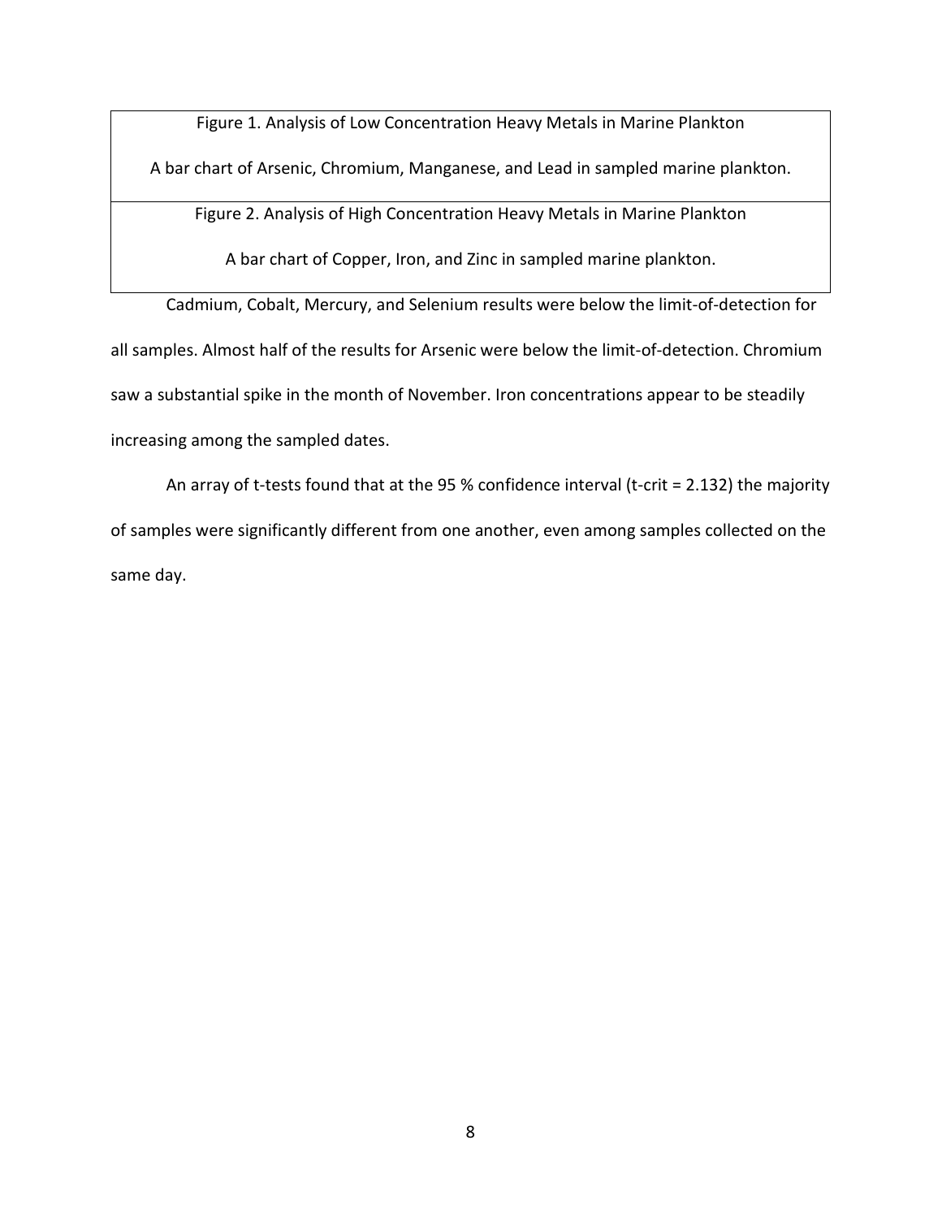| Figure 1. Analysis of Low Concentration Heavy Metals in Marine Plankton |
| --- |
| A bar chart of Arsenic, Chromium, Manganese, and Lead in sampled marine plankton. |
| Figure 2. Analysis of High Concentration Heavy Metals in Marine Plankton |
| A bar chart of Copper, Iron, and Zinc in sampled marine plankton. |

Cadmium, Cobalt, Mercury, and Selenium results were below the limit-of-detection for all samples. Almost half of the results for Arsenic were below the limit-of-detection. Chromium saw a substantial spike in the month of November. Iron concentrations appear to be steadily increasing among the sampled dates.

An array of t-tests found that at the 95 % confidence interval (t-crit = 2.132) the majority of samples were significantly different from one another, even among samples collected on the same day.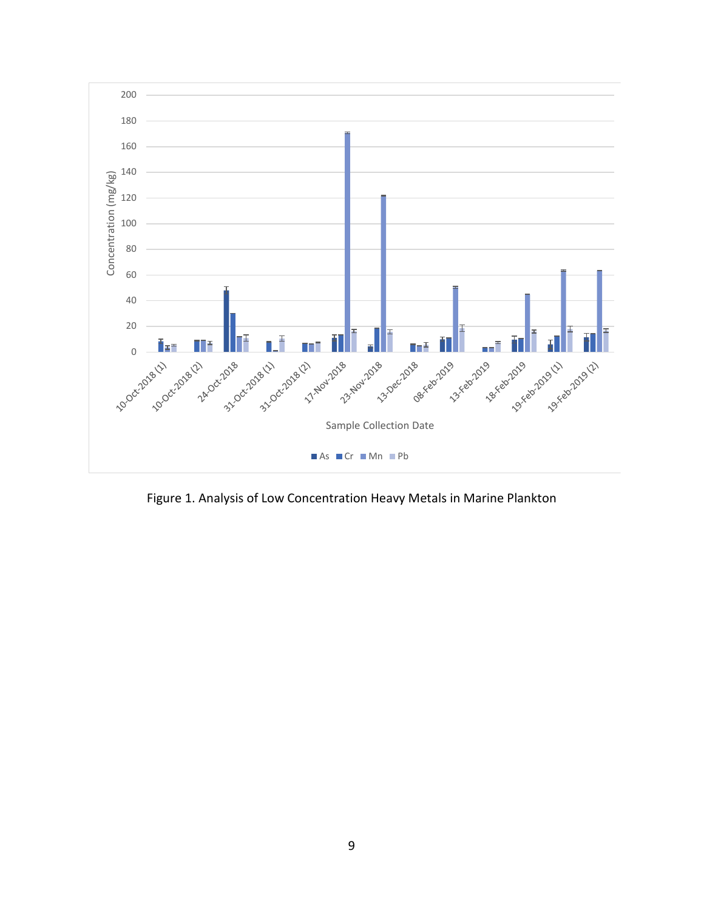Figure 1. Analysis of Low Concentration Heavy Metals in Marine Plankton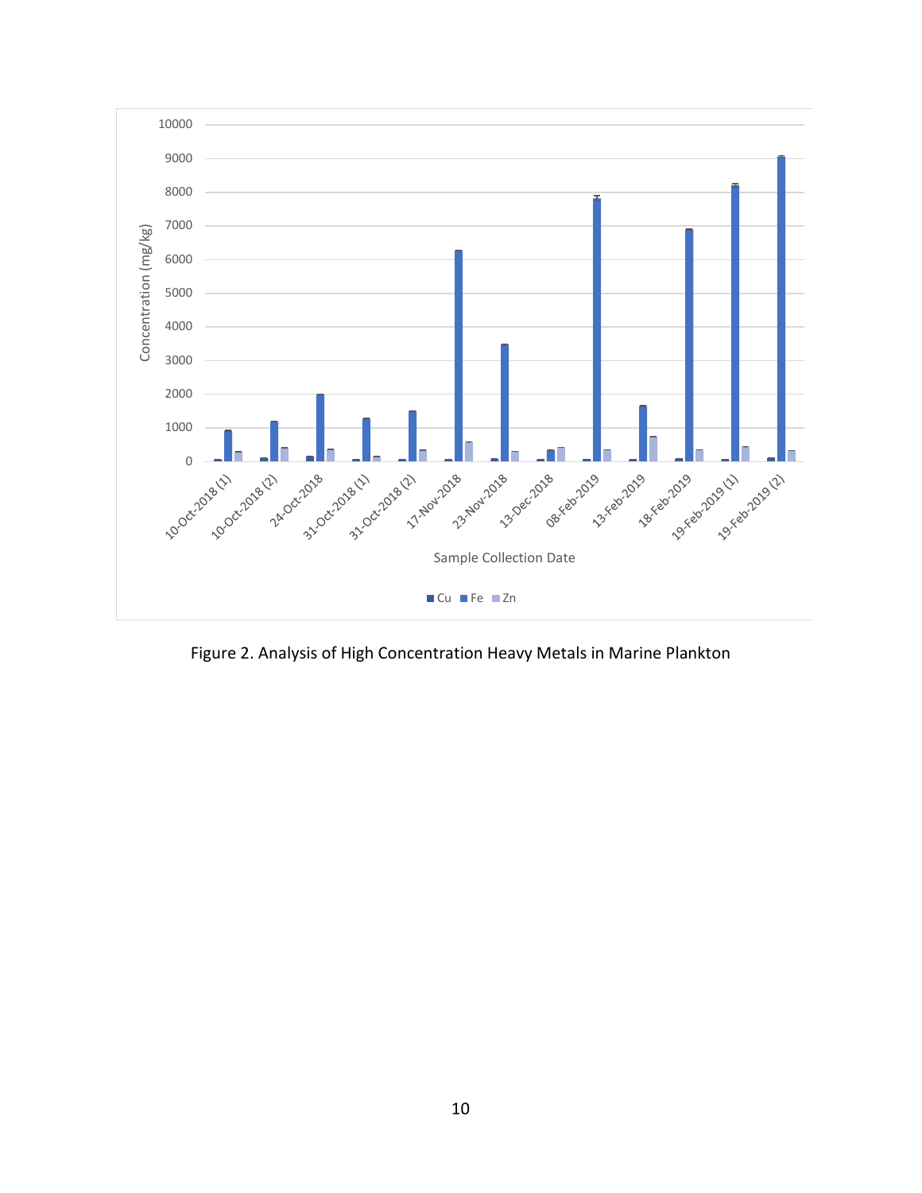Figure 2. Analysis of High Concentration Heavy Metals in Marine Plankton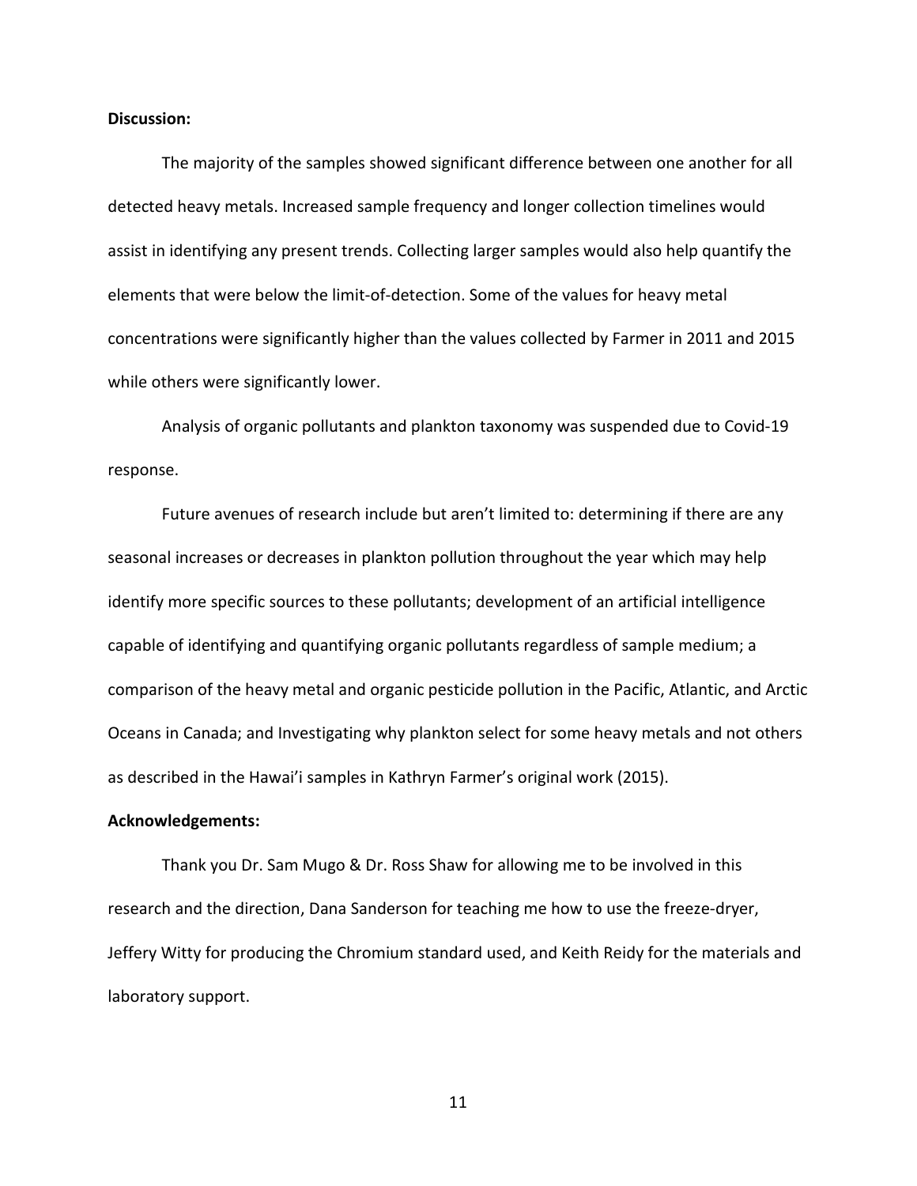**Discussion:**

The majority of the samples showed significant difference between one another for all detected heavy metals. Increased sample frequency and longer collection timelines would assist in identifying any present trends. Collecting larger samples would also help quantify the elements that were below the limit-of-detection. Some of the values for heavy metal concentrations were significantly higher than the values collected by Farmer in 2011 and 2015 while others were significantly lower.

Analysis of organic pollutants and plankton taxonomy was suspended due to Covid-19 response.

Future avenues of research include but aren't limited to: determining if there are any seasonal increases or decreases in plankton pollution throughout the year which may help identify more specific sources to these pollutants; development of an artificial intelligence capable of identifying and quantifying organic pollutants regardless of sample medium; a comparison of the heavy metal and organic pesticide pollution in the Pacific, Atlantic, and Arctic Oceans in Canada; and Investigating why plankton select for some heavy metals and not others as described in the Hawai'i samples in Kathryn Farmer's original work (2015).

**Acknowledgements:**

Thank you Dr. Sam Mugo & Dr. Ross Shaw for allowing me to be involved in this research and the direction, Dana Sanderson for teaching me how to use the freeze-dryer, Jeffery Witty for producing the Chromium standard used, and Keith Reidy for the materials and laboratory support.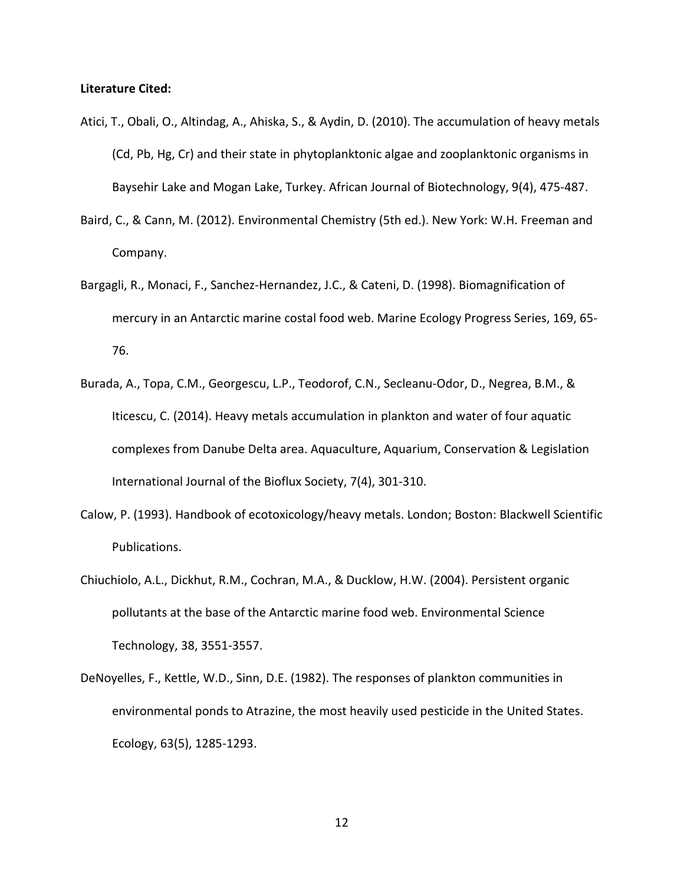**Literature Cited:**

Atici, T., Obali, O., Altindag, A., Ahiska, S., & Aydin, D. (2010). The accumulation of heavy metals (Cd, Pb, Hg, Cr) and their state in phytoplanktonic algae and zooplanktonic organisms in Baysehir Lake and Mogan Lake, Turkey. African Journal of Biotechnology, 9(4), 475-487.

Baird, C., & Cann, M. (2012). Environmental Chemistry (5th ed.). New York: W.H. Freeman and Company.

Bargagli, R., Monaci, F., Sanchez-Hernandez, J.C., & Cateni, D. (1998). Biomagnification of mercury in an Antarctic marine costal food web. Marine Ecology Progress Series, 169, 65-76.

Burada, A., Topa, C.M., Georgescu, L.P., Teodorof, C.N., Secleanu-Odor, D., Negrea, B.M., & Iticescu, C. (2014). Heavy metals accumulation in plankton and water of four aquatic complexes from Danube Delta area. Aquaculture, Aquarium, Conservation & Legislation International Journal of the Bioflux Society, 7(4), 301-310.

Calow, P. (1993). Handbook of ecotoxicology/heavy metals. London; Boston: Blackwell Scientific Publications.

Chiuchiolo, A.L., Dickhut, R.M., Cochran, M.A., & Ducklow, H.W. (2004). Persistent organic pollutants at the base of the Antarctic marine food web. Environmental Science Technology, 38, 3551-3557.

DeNoyelles, F., Kettle, W.D., Sinn, D.E. (1982). The responses of plankton communities in environmental ponds to Atrazine, the most heavily used pesticide in the United States. Ecology, 63(5), 1285-1293.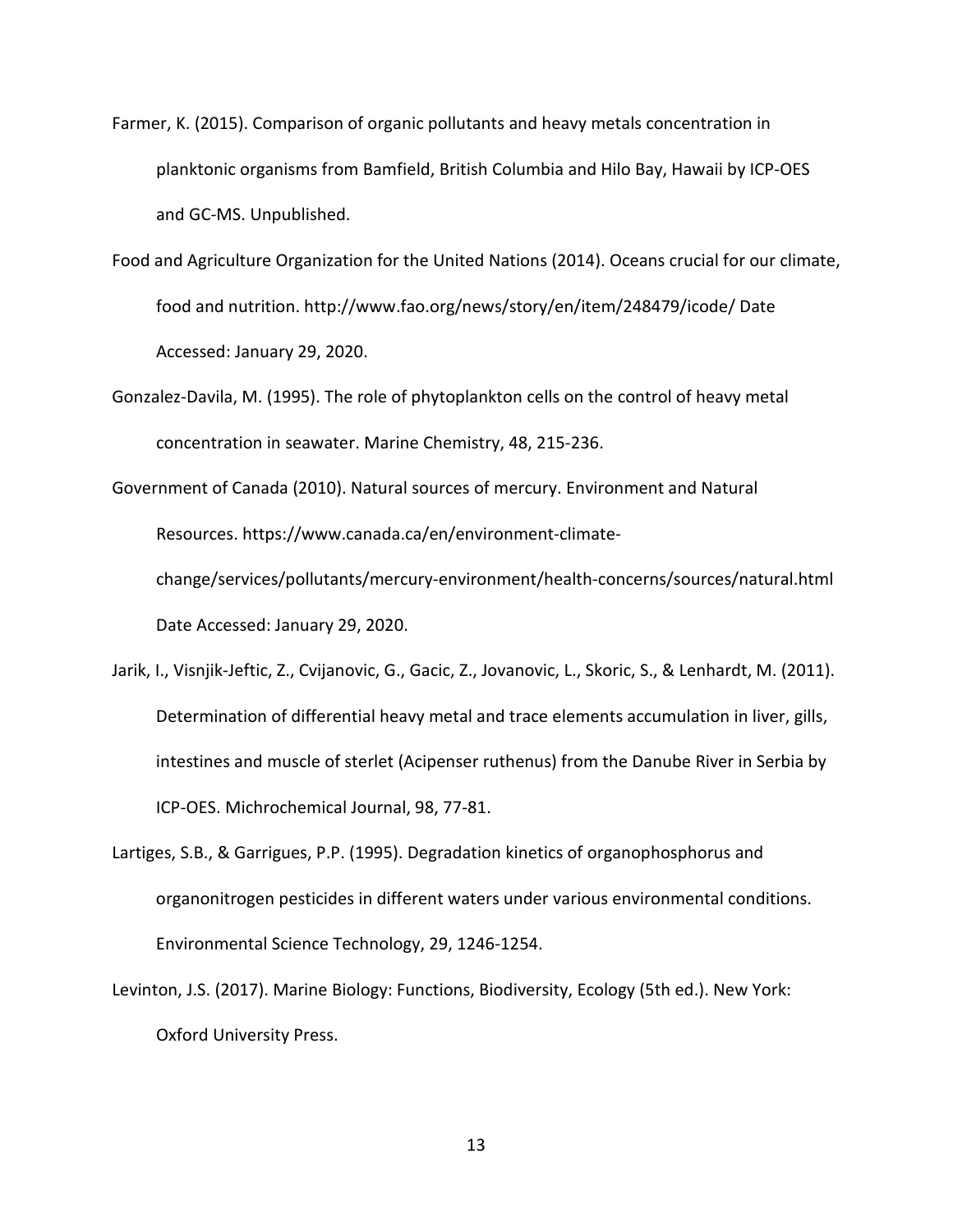Farmer, K. (2015). Comparison of organic pollutants and heavy metals concentration in planktonic organisms from Bamfield, British Columbia and Hilo Bay, Hawaii by ICP-OES and GC-MS. Unpublished.

Food and Agriculture Organization for the United Nations (2014). Oceans crucial for our climate, food and nutrition. http://www.fao.org/news/story/en/item/248479/icode/ Date Accessed: January 29, 2020.

Gonzalez-Davila, M. (1995). The role of phytoplankton cells on the control of heavy metal concentration in seawater. Marine Chemistry, 48, 215-236.

Government of Canada (2010). Natural sources of mercury. Environment and Natural Resources. https://www.canada.ca/en/environment-climate-change/services/pollutants/mercury-environment/health-concerns/sources/natural.html Date Accessed: January 29, 2020.

Jarik, I., Visnjik-Jeftic, Z., Cvijanovic, G., Gacic, Z., Jovanovic, L., Skoric, S., & Lenhardt, M. (2011). Determination of differential heavy metal and trace elements accumulation in liver, gills, intestines and muscle of sterlet (Acipenser ruthenus) from the Danube River in Serbia by ICP-OES. Michrochemical Journal, 98, 77-81.

Lartiges, S.B., & Garrigues, P.P. (1995). Degradation kinetics of organophosphorus and organonitrogen pesticides in different waters under various environmental conditions. Environmental Science Technology, 29, 1246-1254.

Levinton, J.S. (2017). Marine Biology: Functions, Biodiversity, Ecology (5th ed.). New York: Oxford University Press.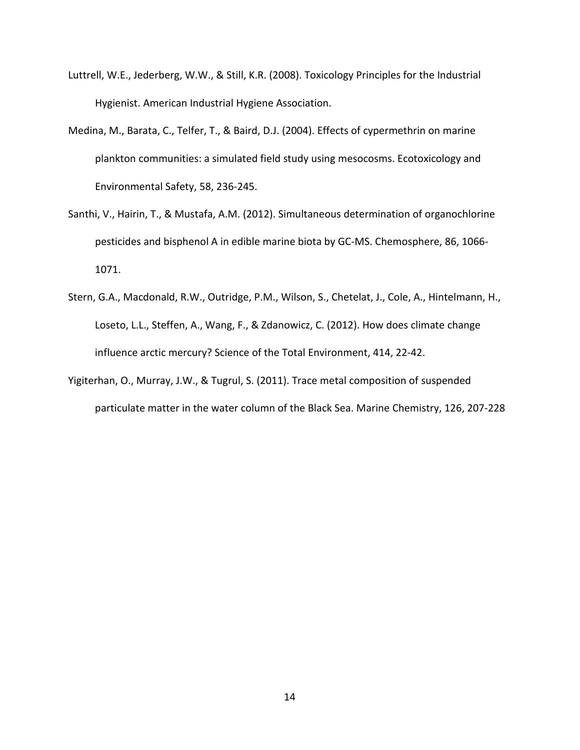Luttrell, W.E., Jederberg, W.W., & Still, K.R. (2008). Toxicology Principles for the Industrial Hygienist. American Industrial Hygiene Association.

Medina, M., Barata, C., Telfer, T., & Baird, D.J. (2004). Effects of cypermethrin on marine plankton communities: a simulated field study using mesocosms. Ecotoxicology and Environmental Safety, 58, 236-245.

Santhi, V., Hairin, T., & Mustafa, A.M. (2012). Simultaneous determination of organochlorine pesticides and bisphenol A in edible marine biota by GC-MS. Chemosphere, 86, 1066-1071.

Stern, G.A., Macdonald, R.W., Outridge, P.M., Wilson, S., Chetelat, J., Cole, A., Hintelmann, H., Loseto, L.L., Steffen, A., Wang, F., & Zdanowicz, C. (2012). How does climate change influence arctic mercury? Science of the Total Environment, 414, 22-42.

Yigiterhan, O., Murray, J.W., & Tugrul, S. (2011). Trace metal composition of suspended particulate matter in the water column of the Black Sea. Marine Chemistry, 126, 207-228